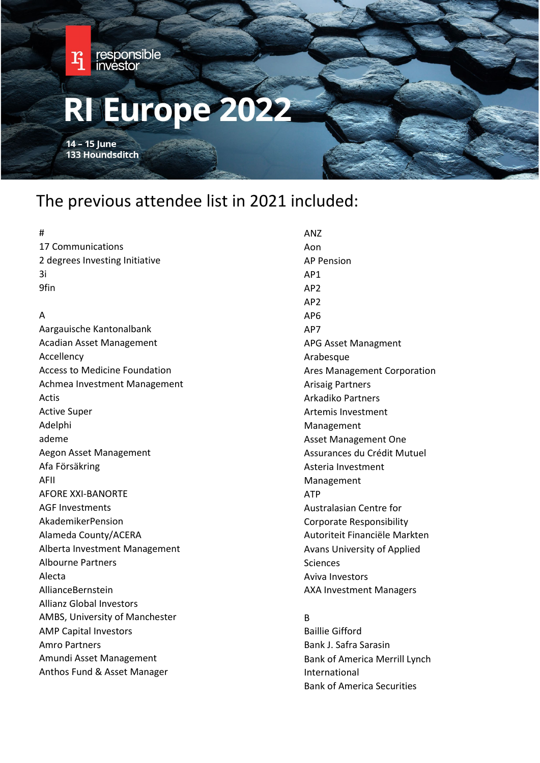responsible investor

# RI Europe 2022

**14 – 15 June**
**133 Houndsditch**

## The previous attendee list in 2021 included:

#
17 Communications
2 degrees Investing Initiative
3i
9fin

A
Aargauische Kantonalbank
Acadian Asset Management
Accellency
Access to Medicine Foundation
Achmea Investment Management
Actis
Active Super
Adelphi
ademe
Aegon Asset Management
Afa Försäkring
AFII
AFORE XXI-BANORTE
AGF Investments
AkademikerPension
Alameda County/ACERA
Alberta Investment Management
Albourne Partners
Alecta
AllianceBernstein
Allianz Global Investors
AMBS, University of Manchester
AMP Capital Investors
Amro Partners
Amundi Asset Management
Anthos Fund & Asset Manager
ANZ
Aon
AP Pension
AP1
AP2
AP2
AP6
AP7
APG Asset Managment
Arabesque
Ares Management Corporation
Arisaig Partners
Arkadiko Partners
Artemis Investment Management
Asset Management One
Assurances du Crédit Mutuel
Asteria Investment Management
ATP
Australasian Centre for Corporate Responsibility
Autoriteit Financiële Markten
Avans University of Applied Sciences
Aviva Investors
AXA Investment Managers

B
Baillie Gifford
Bank J. Safra Sarasin
Bank of America Merrill Lynch International
Bank of America Securities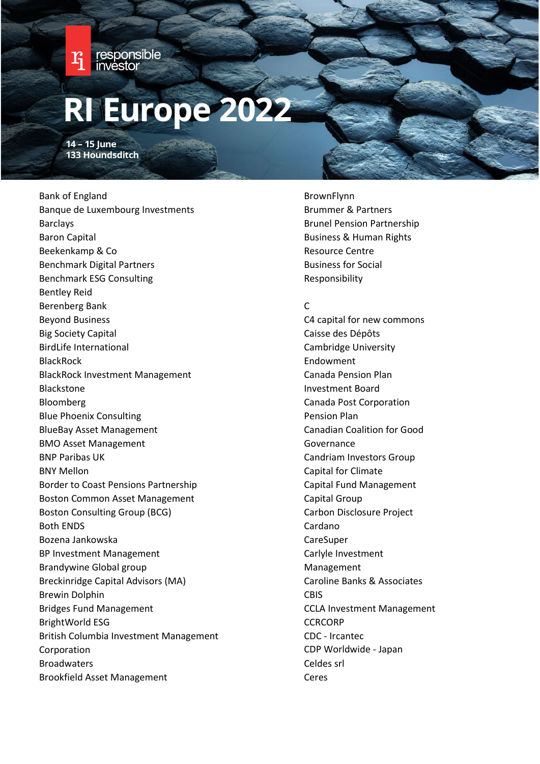# RI Europe 2022

**14 – 15 June**
**133 Houndsditch**

Bank of England
Banque de Luxembourg Investments
Barclays
Baron Capital
Beekenkamp & Co
Benchmark Digital Partners
Benchmark ESG Consulting
Bentley Reid
Berenberg Bank
Beyond Business
Big Society Capital
BirdLife International
BlackRock
BlackRock Investment Management
Blackstone
Bloomberg
Blue Phoenix Consulting
BlueBay Asset Management
BMO Asset Management
BNP Paribas UK
BNY Mellon
Border to Coast Pensions Partnership
Boston Common Asset Management
Boston Consulting Group (BCG)
Both ENDS
Bozena Jankowska
BP Investment Management
Brandywine Global group
Breckinridge Capital Advisors (MA)
Brewin Dolphin
Bridges Fund Management
BrightWorld ESG
British Columbia Investment Management Corporation
Broadwaters
Brookfield Asset Management
BrownFlynn
Brummer & Partners
Brunel Pension Partnership
Business & Human Rights Resource Centre
Business for Social Responsibility

C

C4 capital for new commons
Caisse des Dépôts
Cambridge University Endowment
Canada Pension Plan Investment Board
Canada Post Corporation Pension Plan
Canadian Coalition for Good Governance
Candriam Investors Group
Capital for Climate
Capital Fund Management
Capital Group
Carbon Disclosure Project
Cardano
CareSuper
Carlyle Investment Management
Caroline Banks & Associates
CBIS
CCLA Investment Management
CCRCORP
CDC - Ircantec
CDP Worldwide - Japan
Celdes srl
Ceres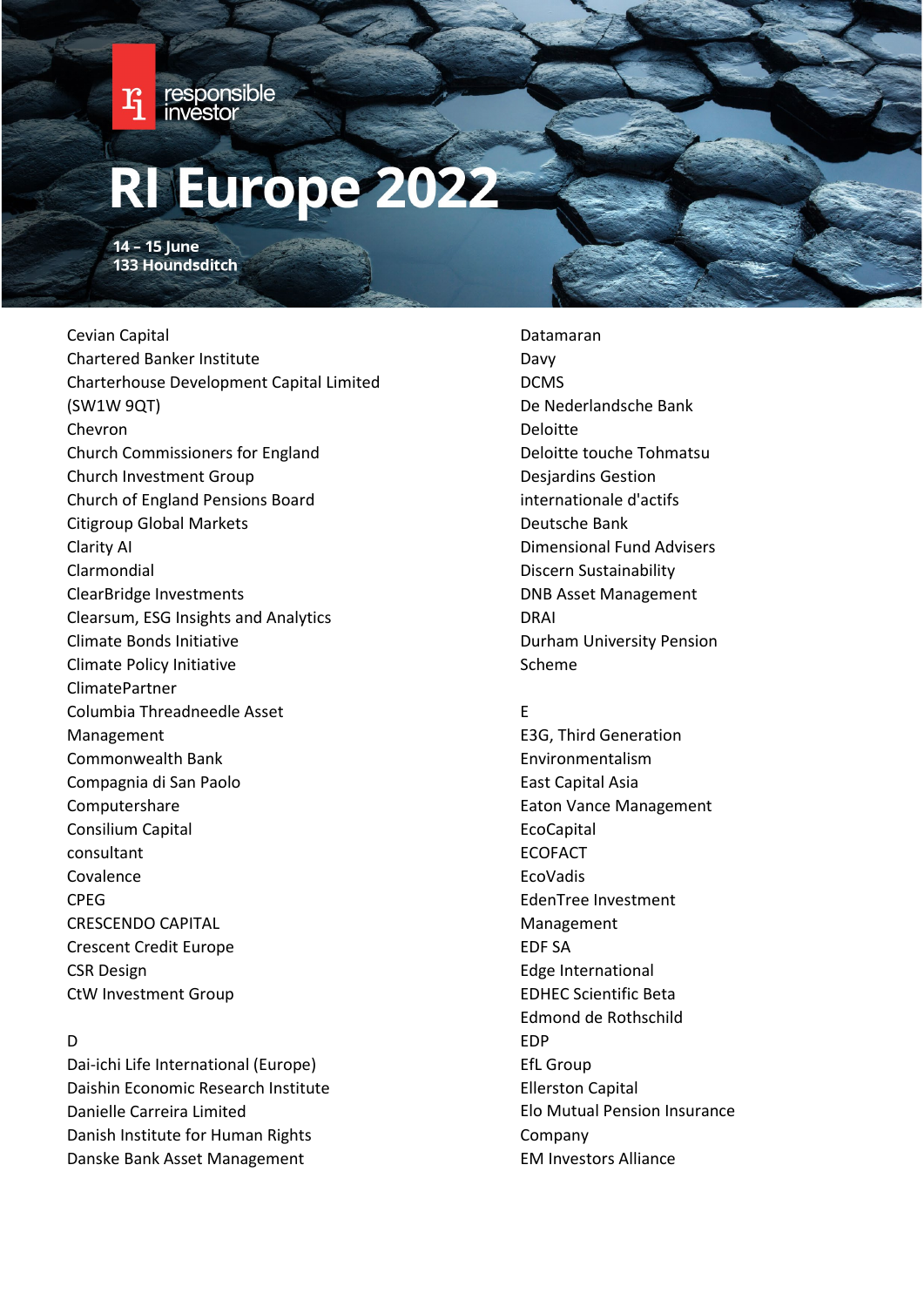# RI Europe 2022

**14 – 15 June**
**133 Houndsditch**

Cevian Capital
Chartered Banker Institute
Charterhouse Development Capital Limited (SW1W 9QT)
Chevron
Church Commissioners for England
Church Investment Group
Church of England Pensions Board
Citigroup Global Markets
Clarity AI
Clarmondial
ClearBridge Investments
Clearsum, ESG Insights and Analytics
Climate Bonds Initiative
Climate Policy Initiative
ClimatePartner
Columbia Threadneedle Asset Management
Commonwealth Bank
Compagnia di San Paolo
Computershare
Consilium Capital
consultant
Covalence
CPEG
CRESCENDO CAPITAL
Crescent Credit Europe
CSR Design
CtW Investment Group

D

Dai-ichi Life International (Europe)
Daishin Economic Research Institute
Danielle Carreira Limited
Danish Institute for Human Rights
Danske Bank Asset Management
Datamaran
Davy
DCMS
De Nederlandsche Bank
Deloitte
Deloitte touche Tohmatsu
Desjardins Gestion internationale d'actifs
Deutsche Bank
Dimensional Fund Advisers
Discern Sustainability
DNB Asset Management
DRAI
Durham University Pension Scheme

E

E3G, Third Generation Environmentalism
East Capital Asia
Eaton Vance Management
EcoCapital
ECOFACT
EcoVadis
EdenTree Investment Management
EDF SA
Edge International
EDHEC Scientific Beta
Edmond de Rothschild
EDP
EfL Group
Ellerston Capital
Elo Mutual Pension Insurance Company
EM Investors Alliance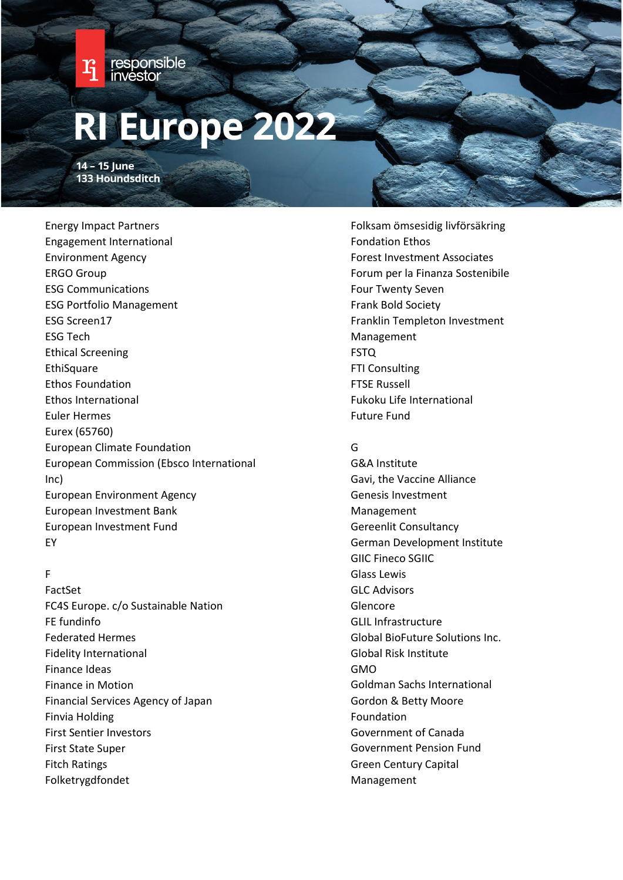# RI Europe 2022

**14 – 15 June**
**133 Houndsditch**

Energy Impact Partners
Engagement International
Environment Agency
ERGO Group
ESG Communications
ESG Portfolio Management
ESG Screen17
ESG Tech
Ethical Screening
EthiSquare
Ethos Foundation
Ethos International
Euler Hermes
Eurex (65760)
European Climate Foundation
European Commission (Ebsco International Inc)
European Environment Agency
European Investment Bank
European Investment Fund
EY

F

FactSet
FC4S Europe. c/o Sustainable Nation
FE fundinfo
Federated Hermes
Fidelity International
Finance Ideas
Finance in Motion
Financial Services Agency of Japan
Finvia Holding
First Sentier Investors
First State Super
Fitch Ratings
Folketrygdfondet
Folksam ömsesidig livförsäkring
Fondation Ethos
Forest Investment Associates
Forum per la Finanza Sostenibile
Four Twenty Seven
Frank Bold Society
Franklin Templeton Investment Management
FSTQ
FTI Consulting
FTSE Russell
Fukoku Life International
Future Fund

G

G&A Institute
Gavi, the Vaccine Alliance
Genesis Investment Management
Gereenlit Consultancy
German Development Institute
GIIC Fineco SGIIC
Glass Lewis
GLC Advisors
Glencore
GLIL Infrastructure
Global BioFuture Solutions Inc.
Global Risk Institute
GMO
Goldman Sachs International
Gordon & Betty Moore Foundation
Government of Canada
Government Pension Fund
Green Century Capital Management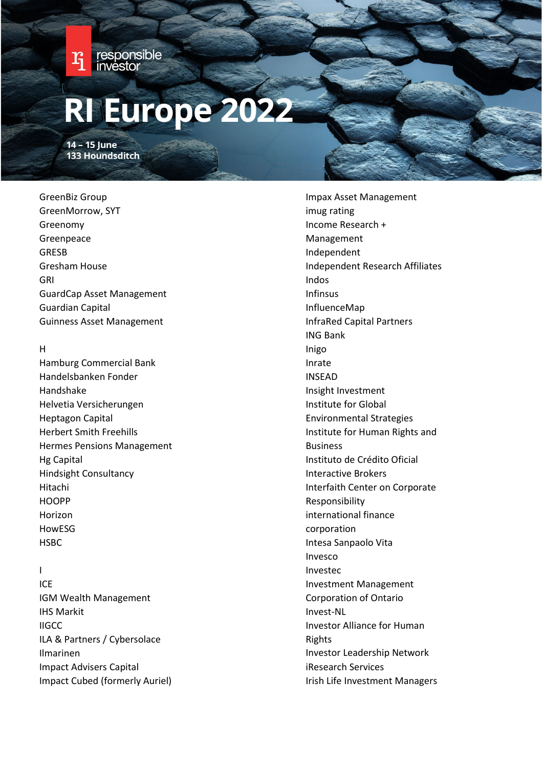GreenBiz Group
GreenMorrow, SYT
Greenomy
Greenpeace
GRESB
Gresham House
GRI
GuardCap Asset Management
Guardian Capital
Guinness Asset Management

H
Hamburg Commercial Bank
Handelsbanken Fonder
Handshake
Helvetia Versicherungen
Heptagon Capital
Herbert Smith Freehills
Hermes Pensions Management
Hg Capital
Hindsight Consultancy
Hitachi
HOOPP
Horizon
HowESG
HSBC

I
ICE
IGM Wealth Management
IHS Markit
IIGCC
ILA & Partners / Cybersolace
Ilmarinen
Impact Advisers Capital
Impact Cubed (formerly Auriel)
Impax Asset Management
imug rating
Income Research + Management
Independent
Independent Research Affiliates
Indos
Infinsus
InfluenceMap
InfraRed Capital Partners
ING Bank
Inigo
Inrate
INSEAD
Insight Investment
Institute for Global Environmental Strategies
Institute for Human Rights and Business
Instituto de Crédito Oficial
Interactive Brokers
Interfaith Center on Corporate Responsibility
international finance corporation
Intesa Sanpaolo Vita
Invesco
Investec
Investment Management Corporation of Ontario
Invest-NL
Investor Alliance for Human Rights
Investor Leadership Network
iResearch Services
Irish Life Investment Managers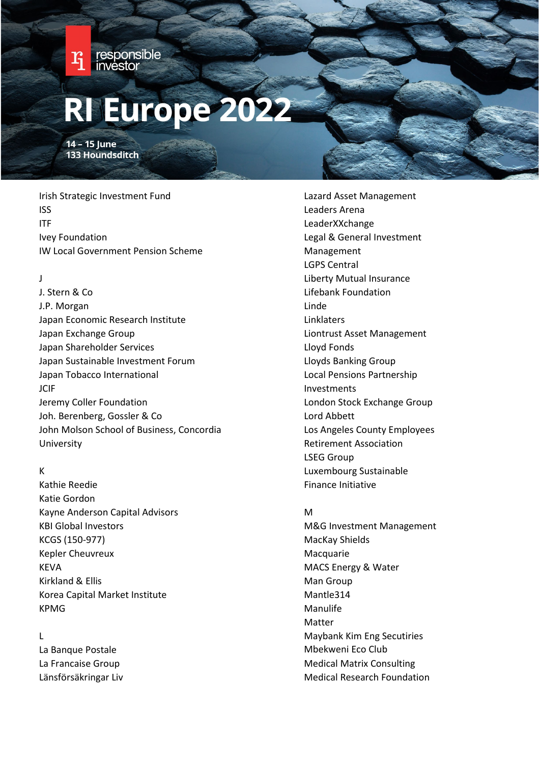Irish Strategic Investment Fund
ISS
ITF
Ivey Foundation
IW Local Government Pension Scheme

J
J. Stern & Co
J.P. Morgan
Japan Economic Research Institute
Japan Exchange Group
Japan Shareholder Services
Japan Sustainable Investment Forum
Japan Tobacco International
JCIF
Jeremy Coller Foundation
Joh. Berenberg, Gossler & Co
John Molson School of Business, Concordia University

K
Kathie Reedie
Katie Gordon
Kayne Anderson Capital Advisors
KBI Global Investors
KCGS (150-977)
Kepler Cheuvreux
KEVA
Kirkland & Ellis
Korea Capital Market Institute
KPMG

L
La Banque Postale
La Francaise Group
Länsförsäkringar Liv
Lazard Asset Management
Leaders Arena
LeaderXXchange
Legal & General Investment Management
LGPS Central
Liberty Mutual Insurance
Lifebank Foundation
Linde
Linklaters
Liontrust Asset Management
Lloyd Fonds
Lloyds Banking Group
Local Pensions Partnership Investments
London Stock Exchange Group
Lord Abbett
Los Angeles County Employees Retirement Association
LSEG Group
Luxembourg Sustainable Finance Initiative

M
M&G Investment Management
MacKay Shields
Macquarie
MACS Energy & Water
Man Group
Mantle314
Manulife
Matter
Maybank Kim Eng Secutiries
Mbekweni Eco Club
Medical Matrix Consulting
Medical Research Foundation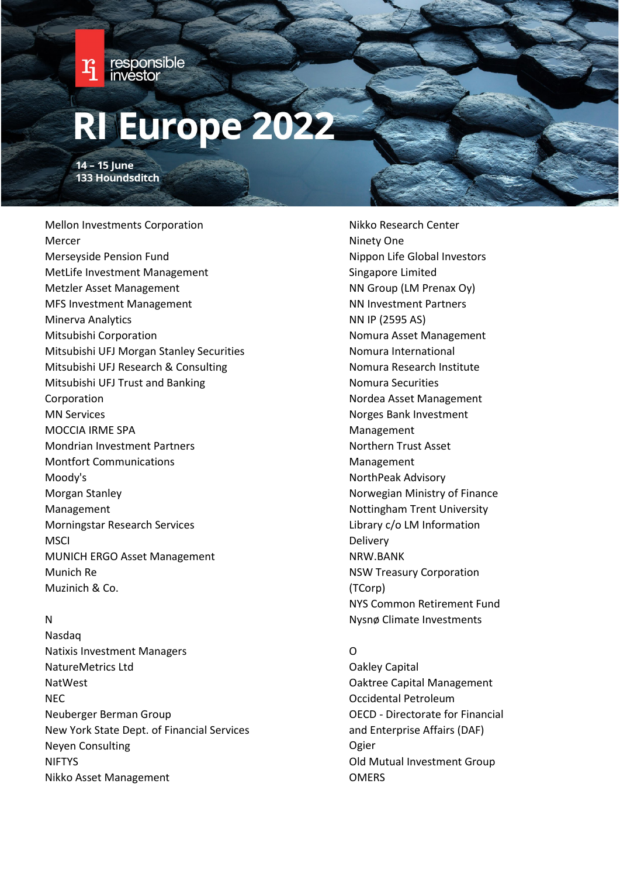Mellon Investments Corporation
Mercer
Merseyside Pension Fund
MetLife Investment Management
Metzler Asset Management
MFS Investment Management
Minerva Analytics
Mitsubishi Corporation
Mitsubishi UFJ Morgan Stanley Securities
Mitsubishi UFJ Research & Consulting
Mitsubishi UFJ Trust and Banking Corporation
MN Services
MOCCIA IRME SPA
Mondrian Investment Partners
Montfort Communications
Moody's
Morgan Stanley Management
Morningstar Research Services
MSCI
MUNICH ERGO Asset Management
Munich Re
Muzinich & Co.

N

Nasdaq
Natixis Investment Managers
NatureMetrics Ltd
NatWest
NEC
Neuberger Berman Group
New York State Dept. of Financial Services
Neyen Consulting
NIFTYS
Nikko Asset Management
Nikko Research Center
Ninety One
Nippon Life Global Investors Singapore Limited
NN Group (LM Prenax Oy)
NN Investment Partners
NN IP (2595 AS)
Nomura Asset Management
Nomura International
Nomura Research Institute
Nomura Securities
Nordea Asset Management
Norges Bank Investment Management
Northern Trust Asset Management
NorthPeak Advisory
Norwegian Ministry of Finance
Nottingham Trent University Library c/o LM Information Delivery
NRW.BANK
NSW Treasury Corporation (TCorp)
NYS Common Retirement Fund
Nysnø Climate Investments

O

Oakley Capital
Oaktree Capital Management
Occidental Petroleum
OECD - Directorate for Financial and Enterprise Affairs (DAF)
Ogier
Old Mutual Investment Group
OMERS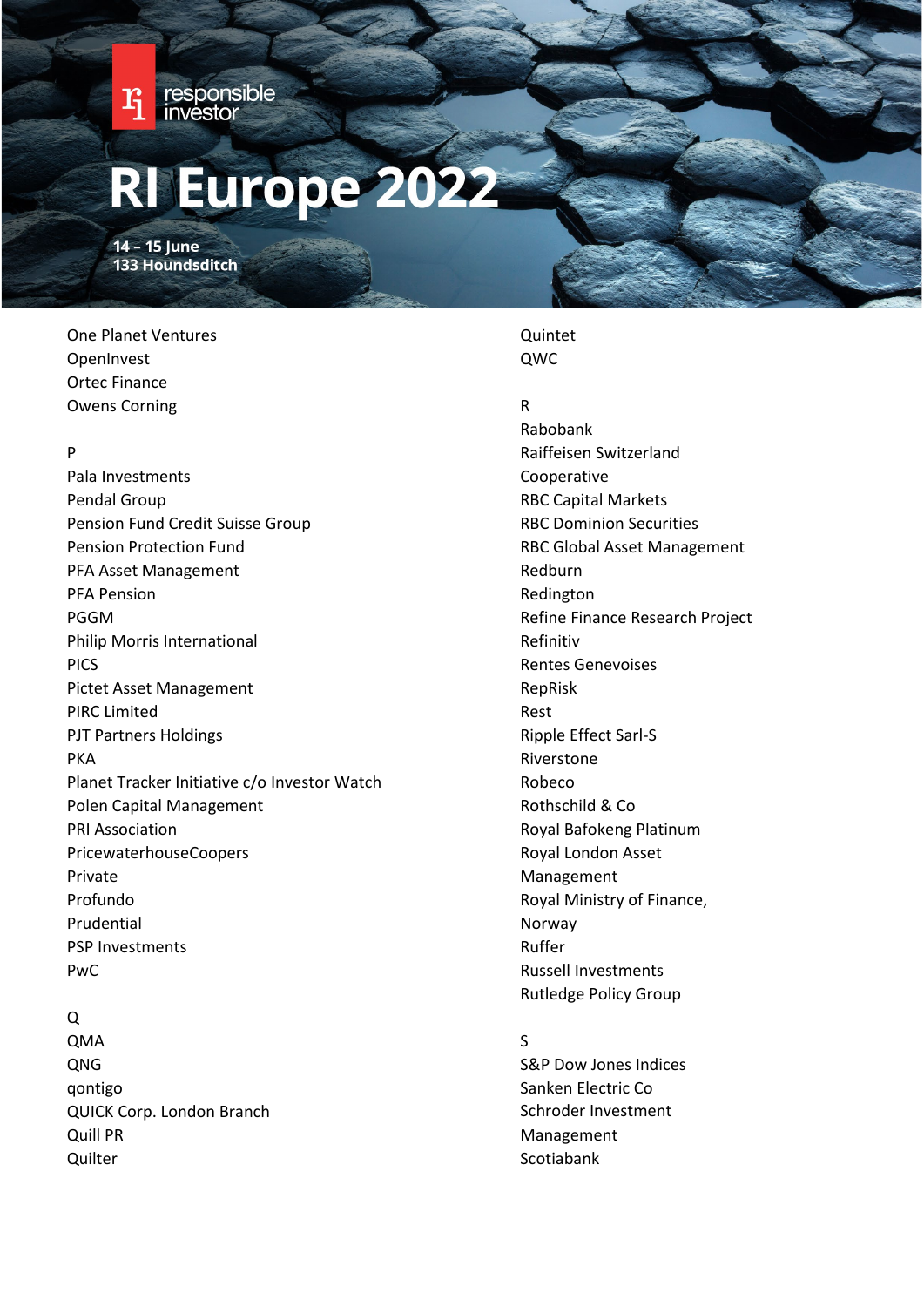# RI Europe 2022

**14 – 15 June**
**133 Houndsditch**

One Planet Ventures
OpenInvest
Ortec Finance
Owens Corning

P
Pala Investments
Pendal Group
Pension Fund Credit Suisse Group
Pension Protection Fund
PFA Asset Management
PFA Pension
PGGM
Philip Morris International
PICS
Pictet Asset Management
PIRC Limited
PJT Partners Holdings
PKA
Planet Tracker Initiative c/o Investor Watch
Polen Capital Management
PRI Association
PricewaterhouseCoopers
Private
Profundo
Prudential
PSP Investments
PwC

Q
QMA
QNG
qontigo
QUICK Corp. London Branch
Quill PR
Quilter
Quintet
QWC

R
Rabobank
Raiffeisen Switzerland Cooperative
RBC Capital Markets
RBC Dominion Securities
RBC Global Asset Management
Redburn
Redington
Refine Finance Research Project
Refinitiv
Rentes Genevoises
RepRisk
Rest
Ripple Effect Sarl-S
Riverstone
Robeco
Rothschild & Co
Royal Bafokeng Platinum
Royal London Asset Management
Royal Ministry of Finance, Norway
Ruffer
Russell Investments
Rutledge Policy Group

S
S&P Dow Jones Indices
Sanken Electric Co
Schroder Investment Management
Scotiabank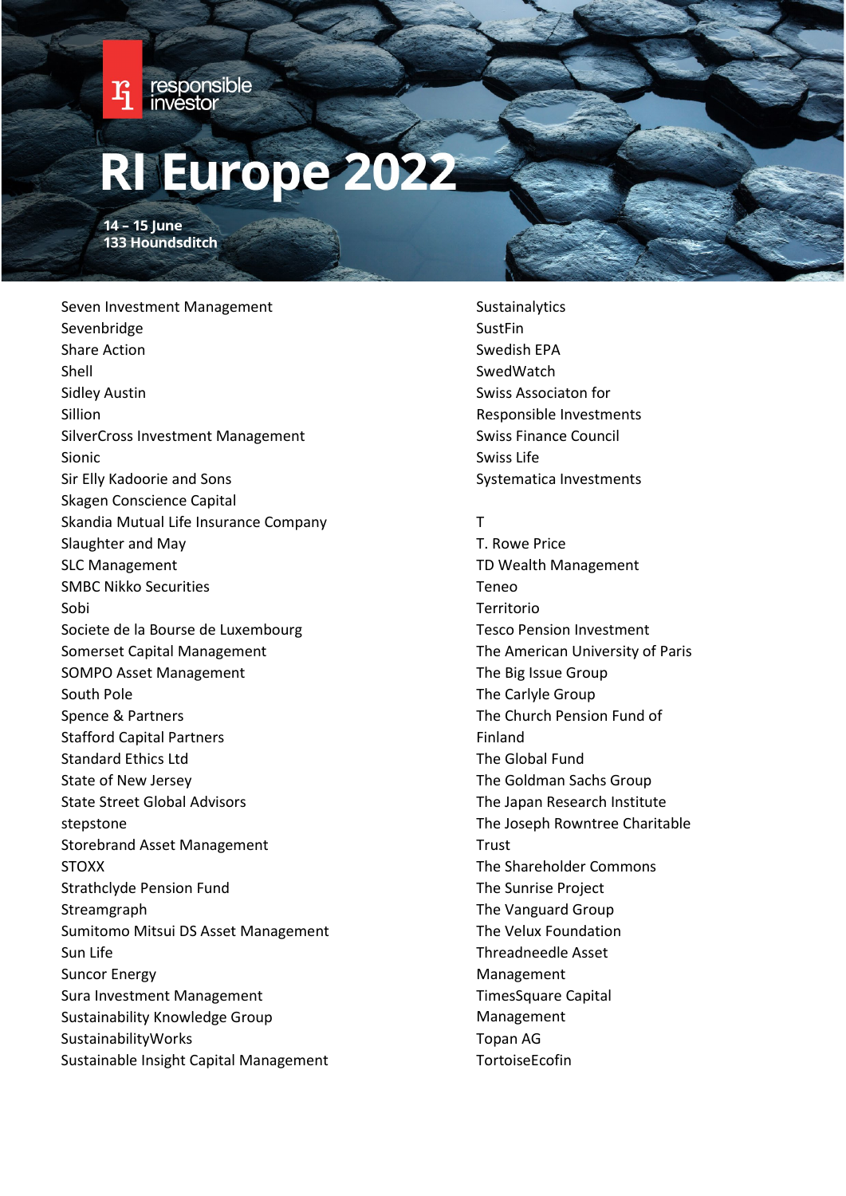# RI Europe 2022

**14 – 15 June**
**133 Houndsditch**

Seven Investment Management
Sevenbridge
Share Action
Shell
Sidley Austin
Sillion
SilverCross Investment Management
Sionic
Sir Elly Kadoorie and Sons
Skagen Conscience Capital
Skandia Mutual Life Insurance Company
Slaughter and May
SLC Management
SMBC Nikko Securities
Sobi
Societe de la Bourse de Luxembourg
Somerset Capital Management
SOMPO Asset Management
South Pole
Spence & Partners
Stafford Capital Partners
Standard Ethics Ltd
State of New Jersey
State Street Global Advisors
stepstone
Storebrand Asset Management
STOXX
Strathclyde Pension Fund
Streamgraph
Sumitomo Mitsui DS Asset Management
Sun Life
Suncor Energy
Sura Investment Management
Sustainability Knowledge Group
SustainabilityWorks
Sustainable Insight Capital Management
Sustainalytics
SustFin
Swedish EPA
SwedWatch
Swiss Associaton for Responsible Investments
Swiss Finance Council
Swiss Life
Systematica Investments

T

T. Rowe Price
TD Wealth Management
Teneo
Territorio
Tesco Pension Investment
The American University of Paris
The Big Issue Group
The Carlyle Group
The Church Pension Fund of Finland
The Global Fund
The Goldman Sachs Group
The Japan Research Institute
The Joseph Rowntree Charitable Trust
The Shareholder Commons
The Sunrise Project
The Vanguard Group
The Velux Foundation
Threadneedle Asset Management
TimesSquare Capital Management
Topan AG
TortoiseEcofin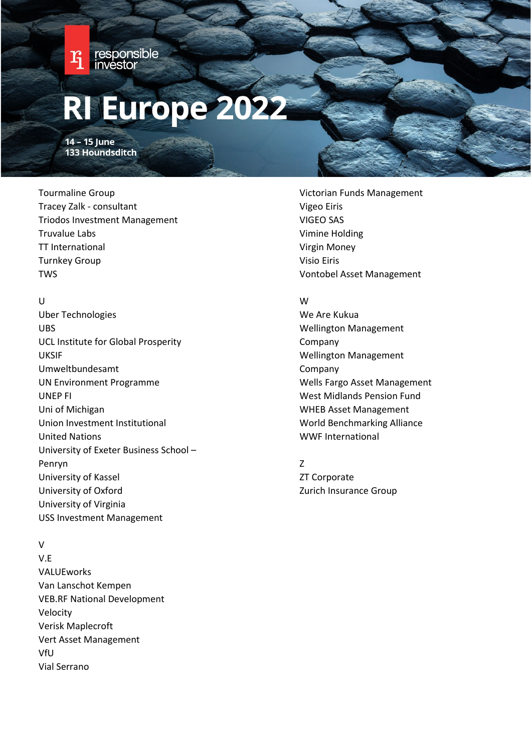Tourmaline Group
Tracey Zalk - consultant
Triodos Investment Management
Truvalue Labs
TT International
Turnkey Group
TWS

U
Uber Technologies
UBS
UCL Institute for Global Prosperity
UKSIF
Umweltbundesamt
UN Environment Programme
UNEP FI
Uni of Michigan
Union Investment Institutional
United Nations
University of Exeter Business School – Penryn
University of Kassel
University of Oxford
University of Virginia
USS Investment Management

V
V.E
VALUEworks
Van Lanschot Kempen
VEB.RF National Development
Velocity
Verisk Maplecroft
Vert Asset Management
VfU
Vial Serrano
Victorian Funds Management
Vigeo Eiris
VIGEO SAS
Vimine Holding
Virgin Money
Visio Eiris
Vontobel Asset Management

W
We Are Kukua
Wellington Management Company
Wellington Management Company
Wells Fargo Asset Management
West Midlands Pension Fund
WHEB Asset Management
World Benchmarking Alliance
WWF International

Z
ZT Corporate
Zurich Insurance Group